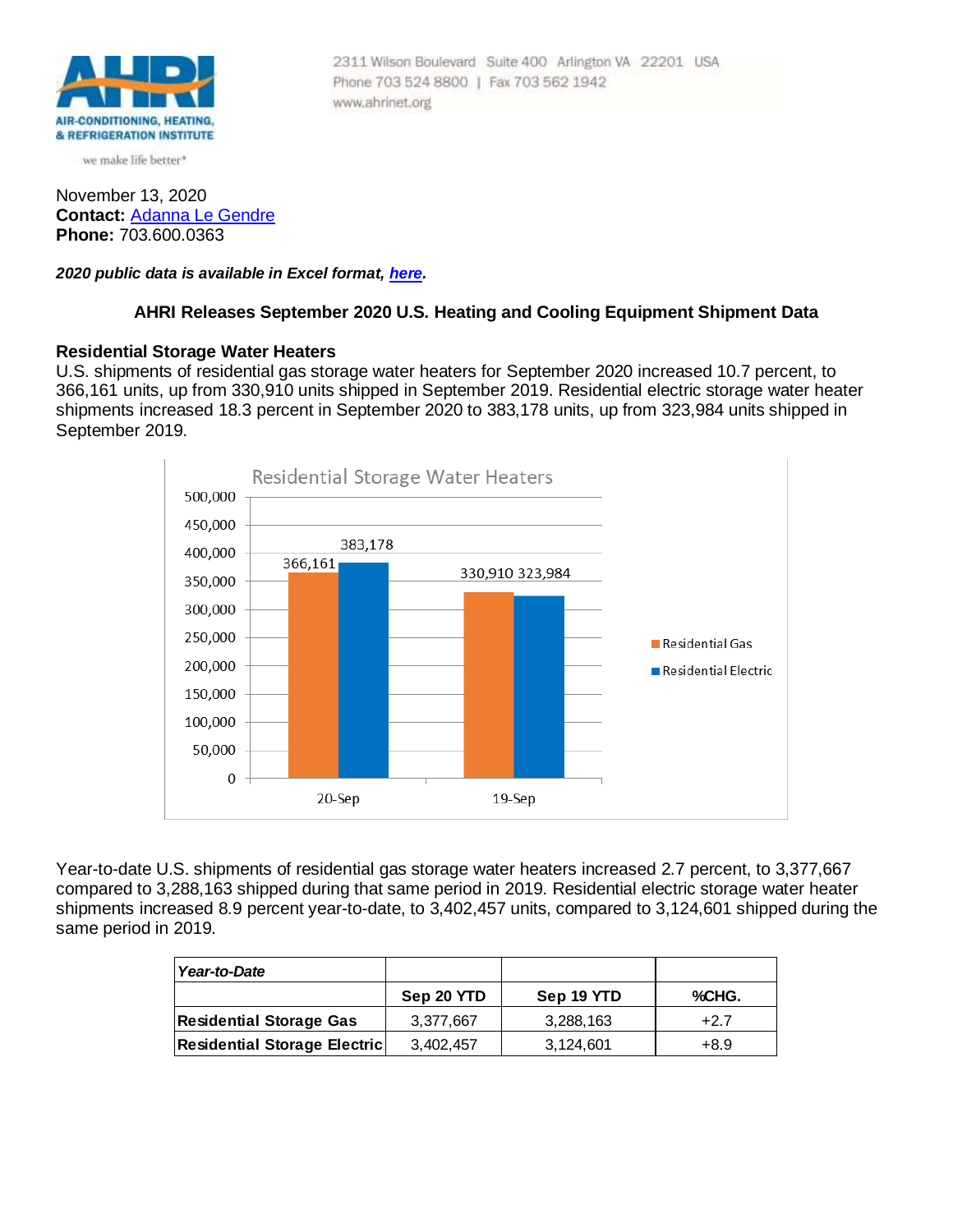AHRI
AIR-CONDITIONING, HEATING, & REFRIGERATION INSTITUTE
we make life better*

2311 Wilson Boulevard Suite 400 Arlington VA 22201 USA
Phone 703 524 8800 | Fax 703 562 1942
www.ahrinet.org

November 13, 2020
**Contact:** Adanna Le Gendre
**Phone:** 703.600.0363

***2020 public data is available in Excel format, here.***

### AHRI Releases September 2020 U.S. Heating and Cooling Equipment Shipment Data

**Residential Storage Water Heaters**

U.S. shipments of residential gas storage water heaters for September 2020 increased 10.7 percent, to 366,161 units, up from 330,910 units shipped in September 2019. Residential electric storage water heater shipments increased 18.3 percent in September 2020 to 383,178 units, up from 323,984 units shipped in September 2019.

Residential Storage Water Heaters

| | Residential Gas | Residential Electric |
|---|---|---|
| 20-Sep | 366,161 | 383,178 |
| 19-Sep | 330,910 | 323,984 |

Year-to-date U.S. shipments of residential gas storage water heaters increased 2.7 percent, to 3,377,667 compared to 3,288,163 shipped during that same period in 2019. Residential electric storage water heater shipments increased 8.9 percent year-to-date, to 3,402,457 units, compared to 3,124,601 shipped during the same period in 2019.

| *Year-to-Date* | Sep 20 YTD | Sep 19 YTD | %CHG. |
|---|---|---|---|
| **Residential Storage Gas** | 3,377,667 | 3,288,163 | +2.7 |
| **Residential Storage Electric** | 3,402,457 | 3,124,601 | +8.9 |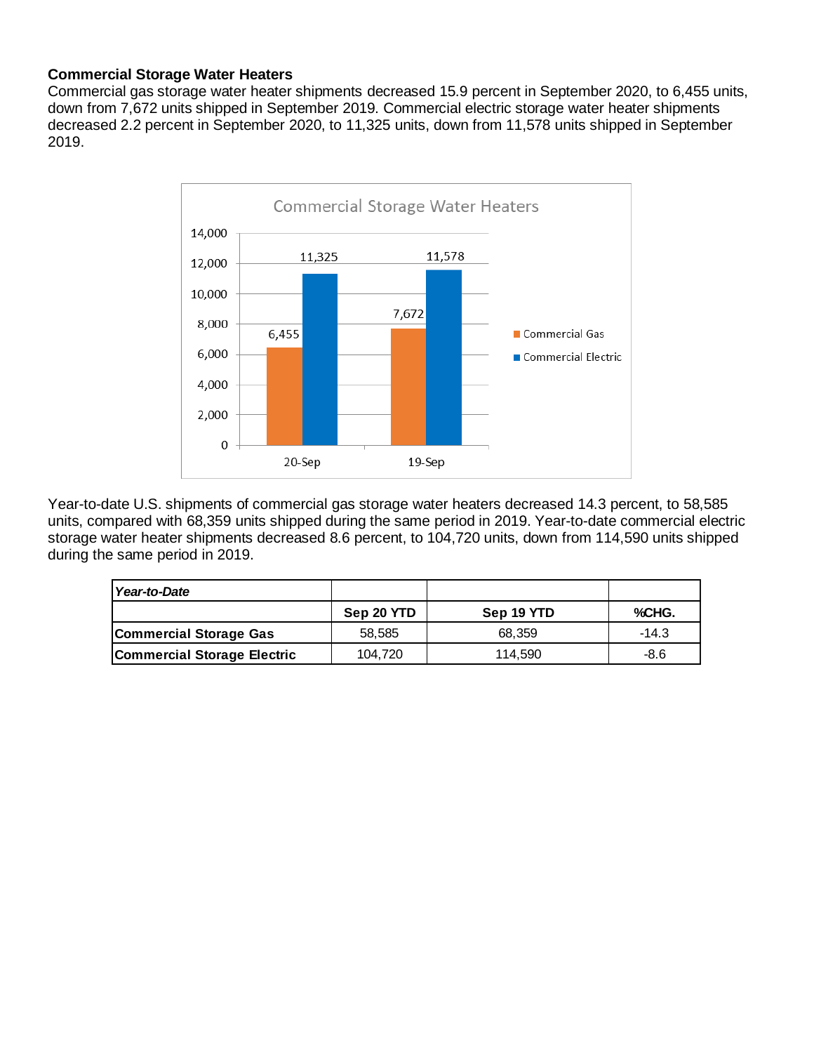**Commercial Storage Water Heaters**

Commercial gas storage water heater shipments decreased 15.9 percent in September 2020, to 6,455 units, down from 7,672 units shipped in September 2019. Commercial electric storage water heater shipments decreased 2.2 percent in September 2020, to 11,325 units, down from 11,578 units shipped in September 2019.

Year-to-date U.S. shipments of commercial gas storage water heaters decreased 14.3 percent, to 58,585 units, compared with 68,359 units shipped during the same period in 2019. Year-to-date commercial electric storage water heater shipments decreased 8.6 percent, to 104,720 units, down from 114,590 units shipped during the same period in 2019.

| ***Year-to-Date*** | | | |
|---|---|---|---|
| | **Sep 20 YTD** | **Sep 19 YTD** | **%CHG.** |
| **Commercial Storage Gas** | 58,585 | 68,359 | -14.3 |
| **Commercial Storage Electric** | 104,720 | 114,590 | -8.6 |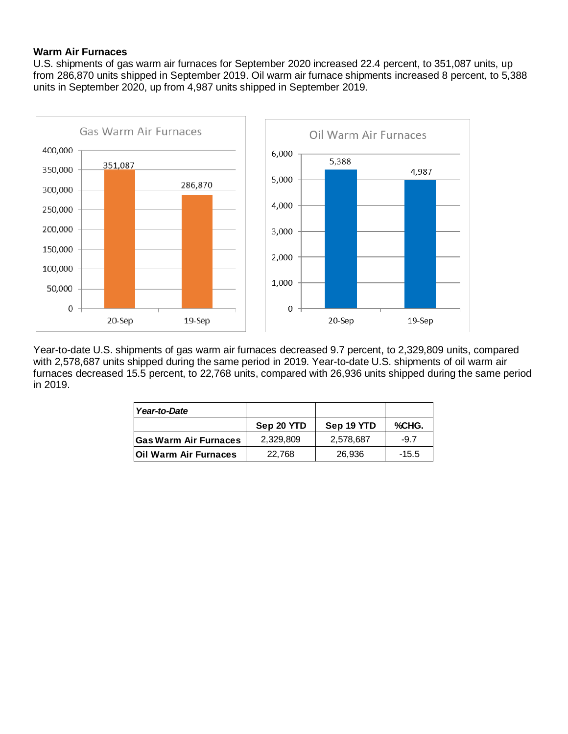### Warm Air Furnaces

U.S. shipments of gas warm air furnaces for September 2020 increased 22.4 percent, to 351,087 units, up from 286,870 units shipped in September 2019. Oil warm air furnace shipments increased 8 percent, to 5,388 units in September 2020, up from 4,987 units shipped in September 2019.

Gas Warm Air Furnaces

| | Units |
|---|---|
| 20-Sep | 351,087 |
| 19-Sep | 286,870 |

Oil Warm Air Furnaces

| | Units |
|---|---|
| 20-Sep | 5,388 |
| 19-Sep | 4,987 |

Year-to-date U.S. shipments of gas warm air furnaces decreased 9.7 percent, to 2,329,809 units, compared with 2,578,687 units shipped during the same period in 2019. Year-to-date U.S. shipments of oil warm air furnaces decreased 15.5 percent, to 22,768 units, compared with 26,936 units shipped during the same period in 2019.

| ***Year-to-Date*** | | | |
|---|---|---|---|
| | **Sep 20 YTD** | **Sep 19 YTD** | **%CHG.** |
| **Gas Warm Air Furnaces** | 2,329,809 | 2,578,687 | -9.7 |
| **Oil Warm Air Furnaces** | 22,768 | 26,936 | -15.5 |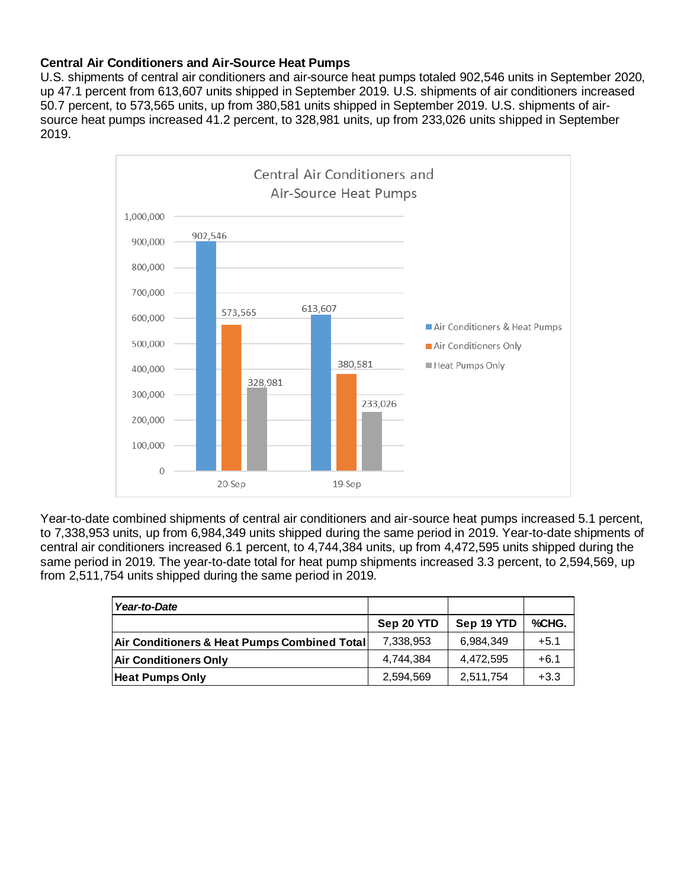**Central Air Conditioners and Air-Source Heat Pumps**

U.S. shipments of central air conditioners and air-source heat pumps totaled 902,546 units in September 2020, up 47.1 percent from 613,607 units shipped in September 2019. U.S. shipments of air conditioners increased 50.7 percent, to 573,565 units, up from 380,581 units shipped in September 2019. U.S. shipments of air-source heat pumps increased 41.2 percent, to 328,981 units, up from 233,026 units shipped in September 2019.

Central Air Conditioners and Air-Source Heat Pumps

| | 20-Sep | 19-Sep |
|---|---|---|
| Air Conditioners & Heat Pumps | 902,546 | 613,607 |
| Air Conditioners Only | 573,565 | 380,581 |
| Heat Pumps Only | 328,981 | 233,026 |

Year-to-date combined shipments of central air conditioners and air-source heat pumps increased 5.1 percent, to 7,338,953 units, up from 6,984,349 units shipped during the same period in 2019. Year-to-date shipments of central air conditioners increased 6.1 percent, to 4,744,384 units, up from 4,472,595 units shipped during the same period in 2019. The year-to-date total for heat pump shipments increased 3.3 percent, to 2,594,569, up from 2,511,754 units shipped during the same period in 2019.

| ***Year-to-Date*** | | | |
|---|---|---|---|
| | **Sep 20 YTD** | **Sep 19 YTD** | **%CHG.** |
| **Air Conditioners & Heat Pumps Combined Total** | 7,338,953 | 6,984,349 | +5.1 |
| **Air Conditioners Only** | 4,744,384 | 4,472,595 | +6.1 |
| **Heat Pumps Only** | 2,594,569 | 2,511,754 | +3.3 |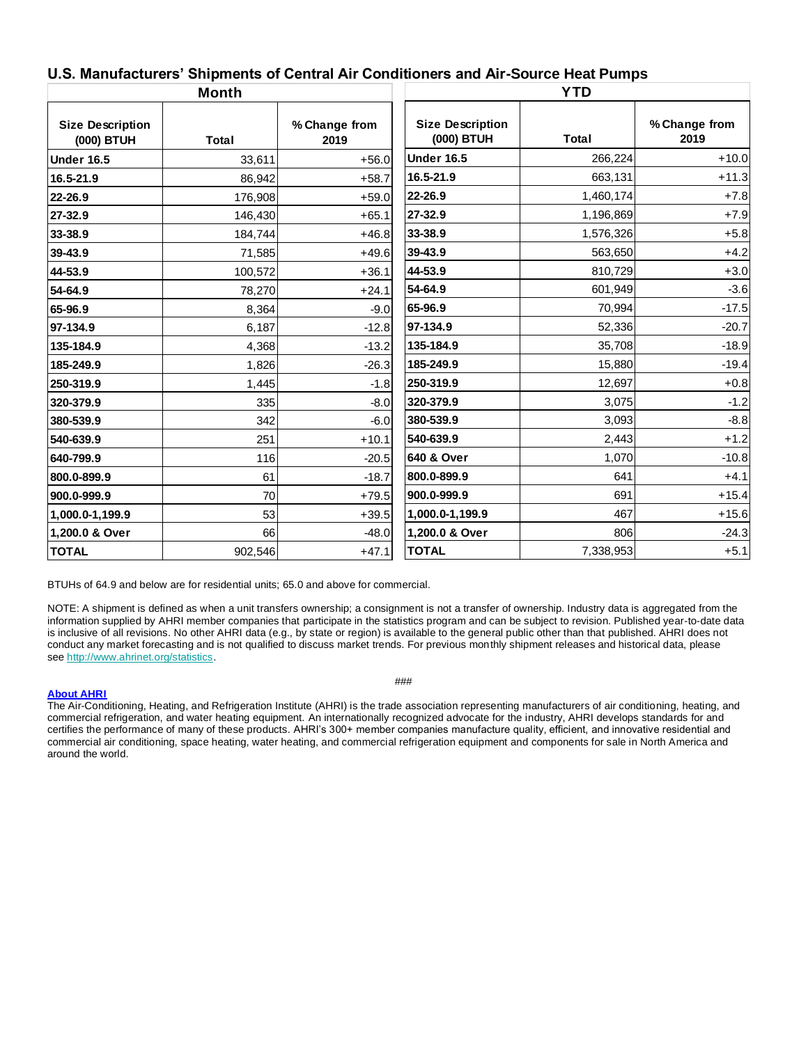## U.S. Manufacturers' Shipments of Central Air Conditioners and Air-Source Heat Pumps

| Month | | | YTD | | |
|---|---|---|---|---|---|
| **Size Description (000) BTUH** | **Total** | **% Change from 2019** | **Size Description (000) BTUH** | **Total** | **% Change from 2019** |
| **Under 16.5** | 33,611 | +56.0 | **Under 16.5** | 266,224 | +10.0 |
| **16.5-21.9** | 86,942 | +58.7 | **16.5-21.9** | 663,131 | +11.3 |
| **22-26.9** | 176,908 | +59.0 | **22-26.9** | 1,460,174 | +7.8 |
| **27-32.9** | 146,430 | +65.1 | **27-32.9** | 1,196,869 | +7.9 |
| **33-38.9** | 184,744 | +46.8 | **33-38.9** | 1,576,326 | +5.8 |
| **39-43.9** | 71,585 | +49.6 | **39-43.9** | 563,650 | +4.2 |
| **44-53.9** | 100,572 | +36.1 | **44-53.9** | 810,729 | +3.0 |
| **54-64.9** | 78,270 | +24.1 | **54-64.9** | 601,949 | -3.6 |
| **65-96.9** | 8,364 | -9.0 | **65-96.9** | 70,994 | -17.5 |
| **97-134.9** | 6,187 | -12.8 | **97-134.9** | 52,336 | -20.7 |
| **135-184.9** | 4,368 | -13.2 | **135-184.9** | 35,708 | -18.9 |
| **185-249.9** | 1,826 | -26.3 | **185-249.9** | 15,880 | -19.4 |
| **250-319.9** | 1,445 | -1.8 | **250-319.9** | 12,697 | +0.8 |
| **320-379.9** | 335 | -8.0 | **320-379.9** | 3,075 | -1.2 |
| **380-539.9** | 342 | -6.0 | **380-539.9** | 3,093 | -8.8 |
| **540-639.9** | 251 | +10.1 | **540-639.9** | 2,443 | +1.2 |
| **640-799.9** | 116 | -20.5 | **640 & Over** | 1,070 | -10.8 |
| **800.0-899.9** | 61 | -18.7 | **800.0-899.9** | 641 | +4.1 |
| **900.0-999.9** | 70 | +79.5 | **900.0-999.9** | 691 | +15.4 |
| **1,000.0-1,199.9** | 53 | +39.5 | **1,000.0-1,199.9** | 467 | +15.6 |
| **1,200.0 & Over** | 66 | -48.0 | **1,200.0 & Over** | 806 | -24.3 |
| **TOTAL** | 902,546 | +47.1 | **TOTAL** | 7,338,953 | +5.1 |

BTUHs of 64.9 and below are for residential units; 65.0 and above for commercial.

NOTE: A shipment is defined as when a unit transfers ownership; a consignment is not a transfer of ownership. Industry data is aggregated from the information supplied by AHRI member companies that participate in the statistics program and can be subject to revision. Published year-to-date data is inclusive of all revisions. No other AHRI data (e.g., by state or region) is available to the general public other than that published. AHRI does not conduct any market forecasting and is not qualified to discuss market trends. For previous monthly shipment releases and historical data, please see http://www.ahrinet.org/statistics.

###

**About AHRI**

The Air-Conditioning, Heating, and Refrigeration Institute (AHRI) is the trade association representing manufacturers of air conditioning, heating, and commercial refrigeration, and water heating equipment. An internationally recognized advocate for the industry, AHRI develops standards for and certifies the performance of many of these products. AHRI's 300+ member companies manufacture quality, efficient, and innovative residential and commercial air conditioning, space heating, water heating, and commercial refrigeration equipment and components for sale in North America and around the world.